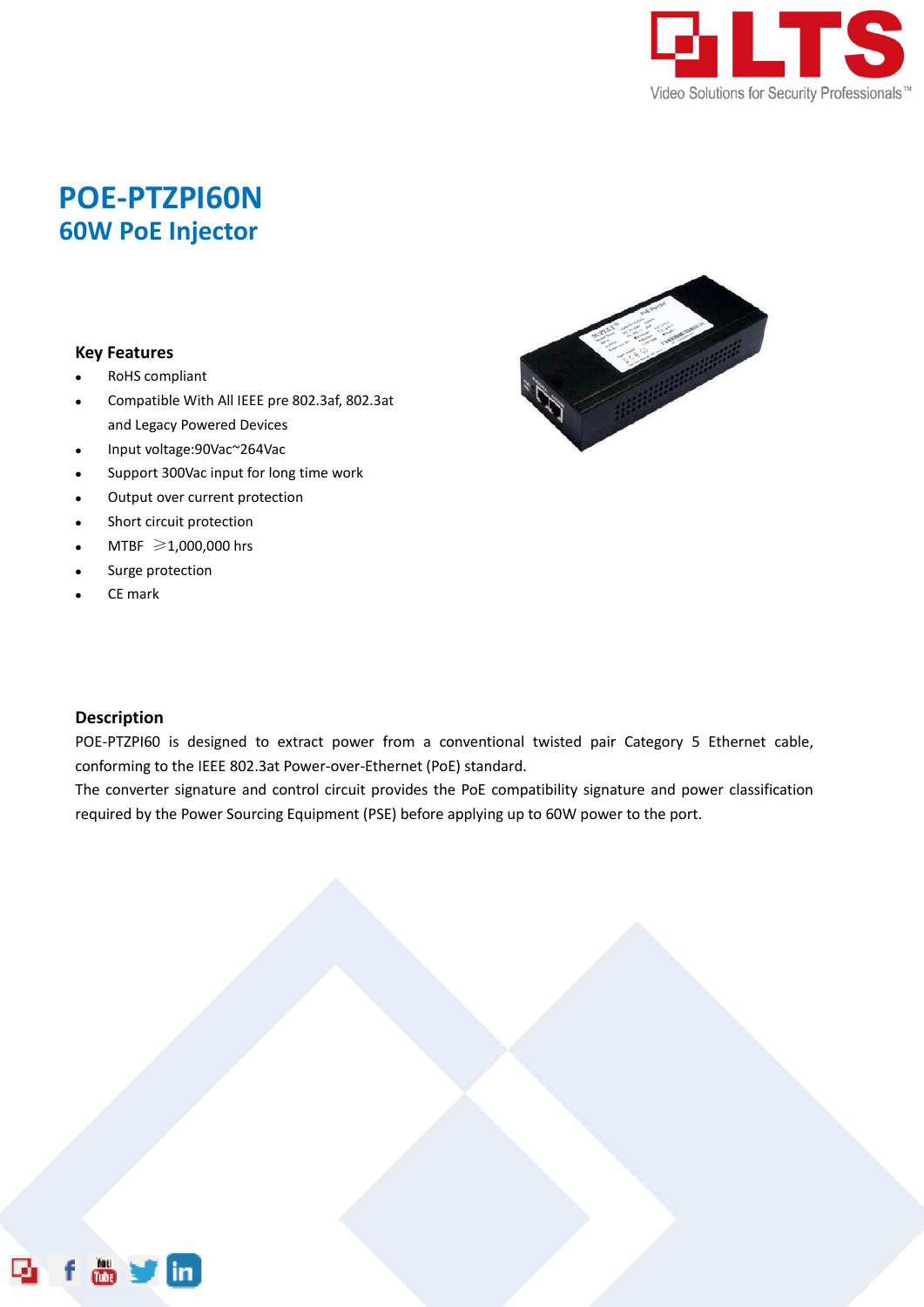# POE-PTZPI60N

## 60W PoE Injector

### Key Features

- RoHS compliant
- Compatible With All IEEE pre 802.3af, 802.3at and Legacy Powered Devices
- Input voltage:90Vac~264Vac
- Support 300Vac input for long time work
- Output over current protection
- Short circuit protection
- MTBF ≥1,000,000 hrs
- Surge protection
- CE mark

### Description

POE-PTZPI60 is designed to extract power from a conventional twisted pair Category 5 Ethernet cable, conforming to the IEEE 802.3at Power-over-Ethernet (PoE) standard.

The converter signature and control circuit provides the PoE compatibility signature and power classification required by the Power Sourcing Equipment (PSE) before applying up to 60W power to the port.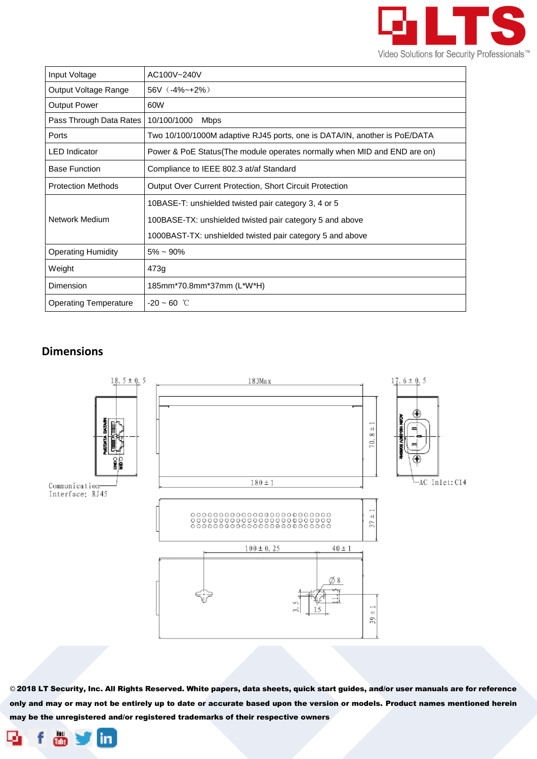| | |
|---|---|
| Input Voltage | AC100V~240V |
| Output Voltage Range | 56V（-4%~+2%） |
| Output Power | 60W |
| Pass Through Data Rates | 10/100/1000 Mbps |
| Ports | Two 10/100/1000M adaptive RJ45 ports, one is DATA/IN, another is PoE/DATA |
| LED Indicator | Power & PoE Status(The module operates normally when MID and END are on) |
| Base Function | Compliance to IEEE 802.3 at/af Standard |
| Protection Methods | Output Over Current Protection, Short Circuit Protection |
| Network Medium | 10BASE-T: unshielded twisted pair category 3, 4 or 5<br>100BASE-TX: unshielded twisted pair category 5 and above<br>1000BAST-TX: unshielded twisted pair category 5 and above |
| Operating Humidity | 5% ~ 90% |
| Weight | 473g |
| Dimension | 185mm*70.8mm*37mm (L*W*H) |
| Operating Temperature | -20 ~ 60 ℃ |

## Dimensions

18.5±0.5
183Max
17.6±0.5
70.8±1
180±1
Communication Interface: RJ45
AC Inlet: C14
37±1
100±0.25
40±1
Ø8
11.5
3.5
15
39±1

© 2018 LT Security, Inc. All Rights Reserved. White papers, data sheets, quick start guides, and/or user manuals are for reference only and may or may not be entirely up to date or accurate based upon the version or models. Product names mentioned herein may be the unregistered and/or registered trademarks of their respective owners